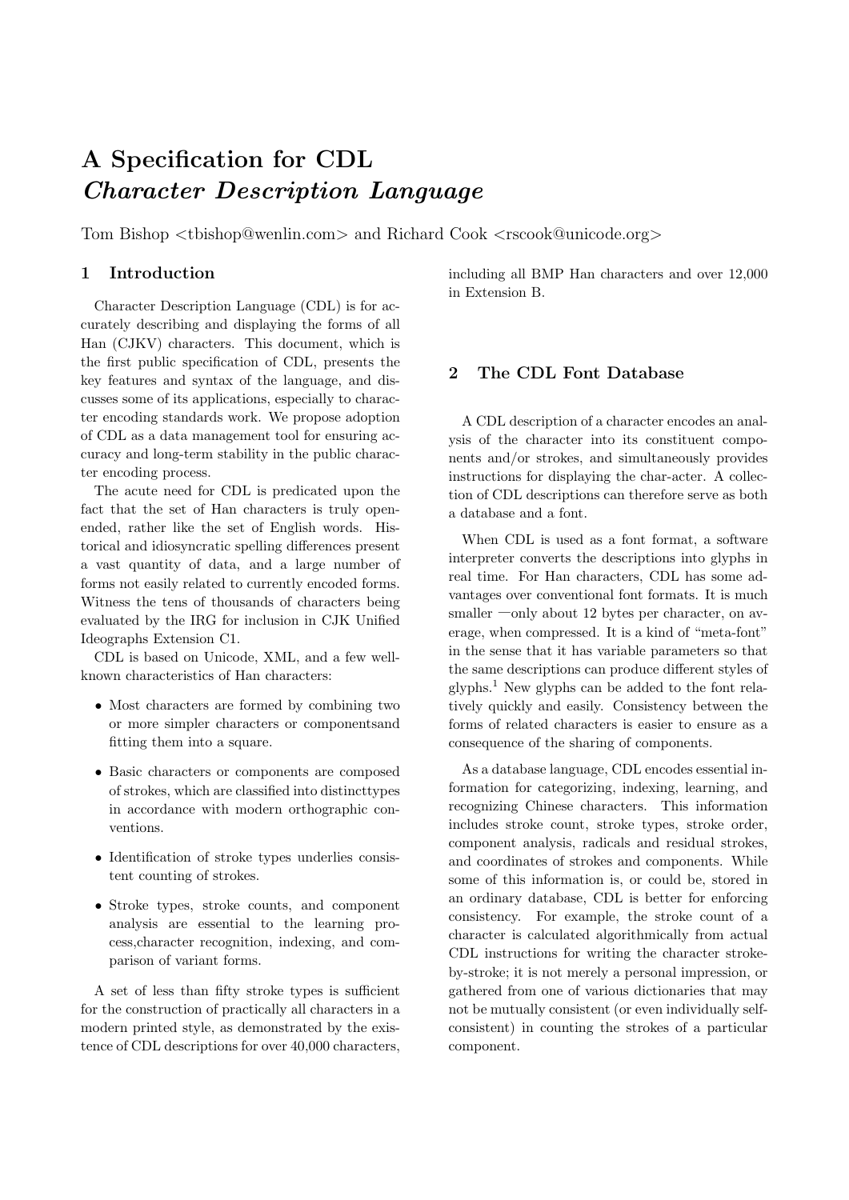# A Specification for CDL
# *Character Description Language*

Tom Bishop <tbishop@wenlin.com> and Richard Cook <rscook@unicode.org>

## 1 Introduction

Character Description Language (CDL) is for accurately describing and displaying the forms of all Han (CJKV) characters. This document, which is the first public specification of CDL, presents the key features and syntax of the language, and discusses some of its applications, especially to character encoding standards work. We propose adoption of CDL as a data management tool for ensuring accuracy and long-term stability in the public character encoding process.

The acute need for CDL is predicated upon the fact that the set of Han characters is truly open-ended, rather like the set of English words. Historical and idiosyncratic spelling differences present a vast quantity of data, and a large number of forms not easily related to currently encoded forms. Witness the tens of thousands of characters being evaluated by the IRG for inclusion in CJK Unified Ideographs Extension C1.

CDL is based on Unicode, XML, and a few well-known characteristics of Han characters:

- Most characters are formed by combining two or more simpler characters or componentsand fitting them into a square.
- Basic characters or components are composed of strokes, which are classified into distincttypes in accordance with modern orthographic conventions.
- Identification of stroke types underlies consistent counting of strokes.
- Stroke types, stroke counts, and component analysis are essential to the learning process,character recognition, indexing, and comparison of variant forms.

A set of less than fifty stroke types is sufficient for the construction of practically all characters in a modern printed style, as demonstrated by the existence of CDL descriptions for over 40,000 characters, including all BMP Han characters and over 12,000 in Extension B.

## 2 The CDL Font Database

A CDL description of a character encodes an analysis of the character into its constituent components and/or strokes, and simultaneously provides instructions for displaying the char-acter. A collection of CDL descriptions can therefore serve as both a database and a font.

When CDL is used as a font format, a software interpreter converts the descriptions into glyphs in real time. For Han characters, CDL has some advantages over conventional font formats. It is much smaller —only about 12 bytes per character, on average, when compressed. It is a kind of "meta-font" in the sense that it has variable parameters so that the same descriptions can produce different styles of glyphs.[1] New glyphs can be added to the font relatively quickly and easily. Consistency between the forms of related characters is easier to ensure as a consequence of the sharing of components.

As a database language, CDL encodes essential information for categorizing, indexing, learning, and recognizing Chinese characters. This information includes stroke count, stroke types, stroke order, component analysis, radicals and residual strokes, and coordinates of strokes and components. While some of this information is, or could be, stored in an ordinary database, CDL is better for enforcing consistency. For example, the stroke count of a character is calculated algorithmically from actual CDL instructions for writing the character stroke-by-stroke; it is not merely a personal impression, or gathered from one of various dictionaries that may not be mutually consistent (or even individually self-consistent) in counting the strokes of a particular component.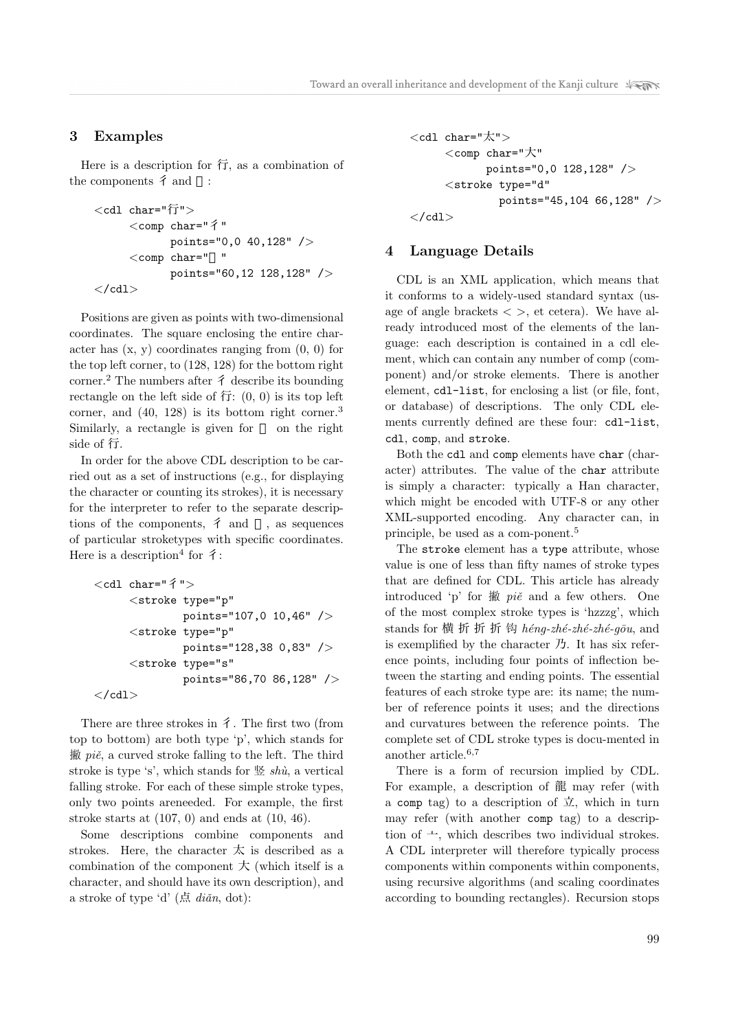## 3 Examples

Here is a description for 行, as a combination of the components 彳 and 亍:

```
<cdl char="行">
      <comp char="彳"
            points="0,0 40,128" />
      <comp char="亍"
            points="60,12 128,128" />
</cdl>
```

Positions are given as points with two-dimensional coordinates. The square enclosing the entire character has (x, y) coordinates ranging from (0, 0) for the top left corner, to (128, 128) for the bottom right corner.[2] The numbers after 彳 describe its bounding rectangle on the left side of 行: (0, 0) is its top left corner, and (40, 128) is its bottom right corner.[3] Similarly, a rectangle is given for 亍 on the right side of 行.

In order for the above CDL description to be carried out as a set of instructions (e.g., for displaying the character or counting its strokes), it is necessary for the interpreter to refer to the separate descriptions of the components, 彳 and 亍, as sequences of particular stroketypes with specific coordinates. Here is a description[4] for 彳:

```
<cdl char="彳">
      <stroke type="p"
              points="107,0 10,46" />
      <stroke type="p"
              points="128,38 0,83" />
      <stroke type="s"
              points="86,70 86,128" />
</cdl>
```

There are three strokes in 彳. The first two (from top to bottom) are both type 'p', which stands for 撇 *piě*, a curved stroke falling to the left. The third stroke is type 's', which stands for 竖 *shù*, a vertical falling stroke. For each of these simple stroke types, only two points areneeded. For example, the first stroke starts at (107, 0) and ends at (10, 46).

Some descriptions combine components and strokes. Here, the character 太 is described as a combination of the component 大 (which itself is a character, and should have its own description), and a stroke of type 'd' (点 *diǎn*, dot):

```
<cdl char="太">
      <comp char="大"
            points="0,0 128,128" />
      <stroke type="d"
              points="45,104 66,128" />
</cdl>
```

## 4 Language Details

CDL is an XML application, which means that it conforms to a widely-used standard syntax (usage of angle brackets < >, et cetera). We have already introduced most of the elements of the language: each description is contained in a cdl element, which can contain any number of comp (component) and/or stroke elements. There is another element, `cdl-list`, for enclosing a list (or file, font, or database) of descriptions. The only CDL elements currently defined are these four: `cdl-list`, `cdl`, `comp`, and `stroke`.

Both the `cdl` and `comp` elements have `char` (character) attributes. The value of the `char` attribute is simply a character: typically a Han character, which might be encoded with UTF-8 or any other XML-supported encoding. Any character can, in principle, be used as a com-ponent.[5]

The `stroke` element has a `type` attribute, whose value is one of less than fifty names of stroke types that are defined for CDL. This article has already introduced 'p' for 撇 *piě* and a few others. One of the most complex stroke types is 'hzzzg', which stands for 横折折折钩 *héng-zhé-zhé-zhé-gōu*, and is exemplified by the character 乃. It has six reference points, including four points of inflection between the starting and ending points. The essential features of each stroke type are: its name; the number of reference points it uses; and the directions and curvatures between the reference points. The complete set of CDL stroke types is docu-mented in another article.[6,7]

There is a form of recursion implied by CDL. For example, a description of 龍 may refer (with a `comp` tag) to a description of 立, which in turn may refer (with another `comp` tag) to a description of 亠, which describes two individual strokes. A CDL interpreter will therefore typically process components within components within components, using recursive algorithms (and scaling coordinates according to bounding rectangles). Recursion stops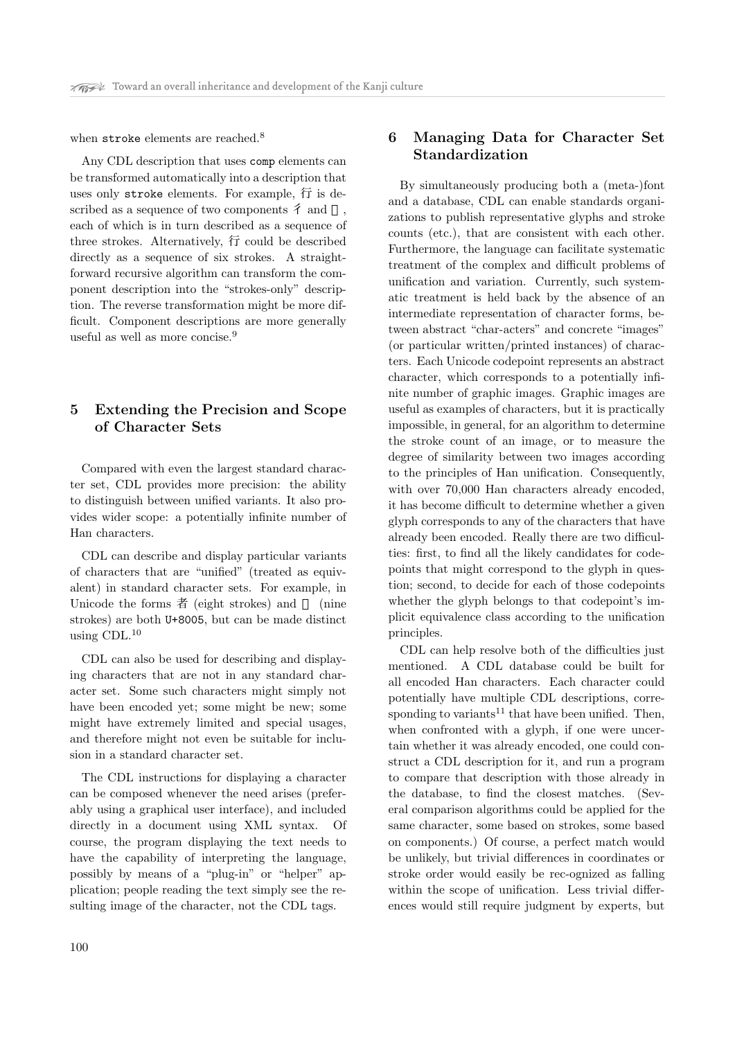when `stroke` elements are reached.[8]

Any CDL description that uses `comp` elements can be transformed automatically into a description that uses only `stroke` elements. For example, 行 is described as a sequence of two components 彳 and 亍, each of which is in turn described as a sequence of three strokes. Alternatively, 行 could be described directly as a sequence of six strokes. A straightforward recursive algorithm can transform the component description into the "strokes-only" description. The reverse transformation might be more difficult. Component descriptions are more generally useful as well as more concise.[9]

## 5 Extending the Precision and Scope of Character Sets

Compared with even the largest standard character set, CDL provides more precision: the ability to distinguish between unified variants. It also provides wider scope: a potentially infinite number of Han characters.

CDL can describe and display particular variants of characters that are "unified" (treated as equivalent) in standard character sets. For example, in Unicode the forms 者 (eight strokes) and 者 (nine strokes) are both `U+8005`, but can be made distinct using CDL.[10]

CDL can also be used for describing and displaying characters that are not in any standard character set. Some such characters might simply not have been encoded yet; some might be new; some might have extremely limited and special usages, and therefore might not even be suitable for inclusion in a standard character set.

The CDL instructions for displaying a character can be composed whenever the need arises (preferably using a graphical user interface), and included directly in a document using XML syntax. Of course, the program displaying the text needs to have the capability of interpreting the language, possibly by means of a "plug-in" or "helper" application; people reading the text simply see the resulting image of the character, not the CDL tags.

## 6 Managing Data for Character Set Standardization

By simultaneously producing both a (meta-)font and a database, CDL can enable standards organizations to publish representative glyphs and stroke counts (etc.), that are consistent with each other. Furthermore, the language can facilitate systematic treatment of the complex and difficult problems of unification and variation. Currently, such systematic treatment is held back by the absence of an intermediate representation of character forms, between abstract "char-acters" and concrete "images" (or particular written/printed instances) of characters. Each Unicode codepoint represents an abstract character, which corresponds to a potentially infinite number of graphic images. Graphic images are useful as examples of characters, but it is practically impossible, in general, for an algorithm to determine the stroke count of an image, or to measure the degree of similarity between two images according to the principles of Han unification. Consequently, with over 70,000 Han characters already encoded, it has become difficult to determine whether a given glyph corresponds to any of the characters that have already been encoded. Really there are two difficulties: first, to find all the likely candidates for codepoints that might correspond to the glyph in question; second, to decide for each of those codepoints whether the glyph belongs to that codepoint's implicit equivalence class according to the unification principles.

CDL can help resolve both of the difficulties just mentioned. A CDL database could be built for all encoded Han characters. Each character could potentially have multiple CDL descriptions, corresponding to variants[11] that have been unified. Then, when confronted with a glyph, if one were uncertain whether it was already encoded, one could construct a CDL description for it, and run a program to compare that description with those already in the database, to find the closest matches. (Several comparison algorithms could be applied for the same character, some based on strokes, some based on components.) Of course, a perfect match would be unlikely, but trivial differences in coordinates or stroke order would easily be rec-ognized as falling within the scope of unification. Less trivial differences would still require judgment by experts, but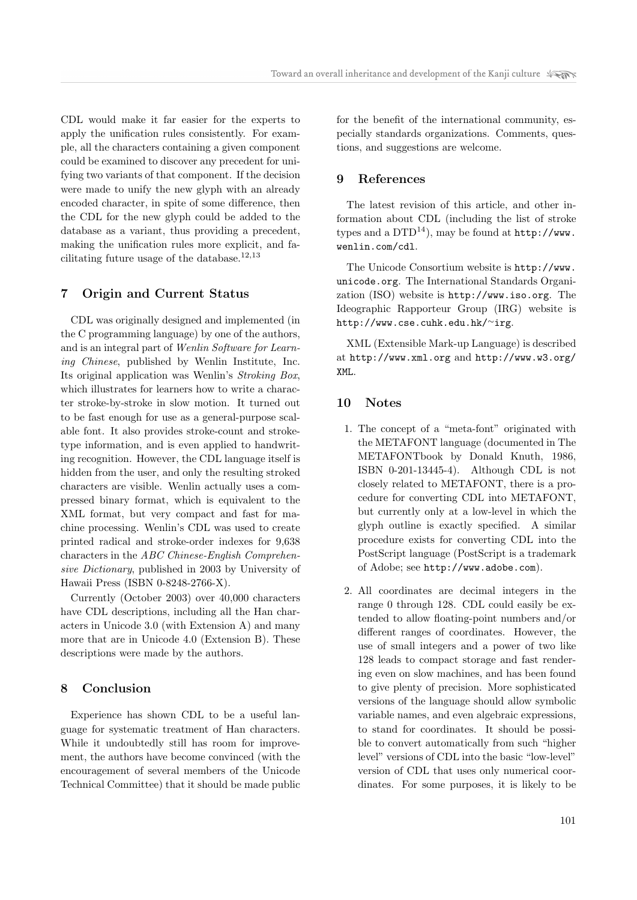CDL would make it far easier for the experts to apply the unification rules consistently. For example, all the characters containing a given component could be examined to discover any precedent for unifying two variants of that component. If the decision were made to unify the new glyph with an already encoded character, in spite of some difference, then the CDL for the new glyph could be added to the database as a variant, thus providing a precedent, making the unification rules more explicit, and facilitating future usage of the database.[12,13]

## 7 Origin and Current Status

CDL was originally designed and implemented (in the C programming language) by one of the authors, and is an integral part of *Wenlin Software for Learning Chinese*, published by Wenlin Institute, Inc. Its original application was Wenlin's *Stroking Box*, which illustrates for learners how to write a character stroke-by-stroke in slow motion. It turned out to be fast enough for use as a general-purpose scalable font. It also provides stroke-count and stroke-type information, and is even applied to handwriting recognition. However, the CDL language itself is hidden from the user, and only the resulting stroked characters are visible. Wenlin actually uses a compressed binary format, which is equivalent to the XML format, but very compact and fast for machine processing. Wenlin's CDL was used to create printed radical and stroke-order indexes for 9,638 characters in the *ABC Chinese-English Comprehensive Dictionary*, published in 2003 by University of Hawaii Press (ISBN 0-8248-2766-X).

Currently (October 2003) over 40,000 characters have CDL descriptions, including all the Han characters in Unicode 3.0 (with Extension A) and many more that are in Unicode 4.0 (Extension B). These descriptions were made by the authors.

## 8 Conclusion

Experience has shown CDL to be a useful language for systematic treatment of Han characters. While it undoubtedly still has room for improvement, the authors have become convinced (with the encouragement of several members of the Unicode Technical Committee) that it should be made public for the benefit of the international community, especially standards organizations. Comments, questions, and suggestions are welcome.

## 9 References

The latest revision of this article, and other information about CDL (including the list of stroke types and a DTD[14]), may be found at `http://www.wenlin.com/cdl`.

The Unicode Consortium website is `http://www.unicode.org`. The International Standards Organization (ISO) website is `http://www.iso.org`. The Ideographic Rapporteur Group (IRG) website is `http://www.cse.cuhk.edu.hk/~irg`.

XML (Extensible Mark-up Language) is described at `http://www.xml.org` and `http://www.w3.org/XML`.

## 10 Notes

1. The concept of a "meta-font" originated with the METAFONT language (documented in The METAFONTbook by Donald Knuth, 1986, ISBN 0-201-13445-4). Although CDL is not closely related to METAFONT, there is a procedure for converting CDL into METAFONT, but currently only at a low-level in which the glyph outline is exactly specified. A similar procedure exists for converting CDL into the PostScript language (PostScript is a trademark of Adobe; see `http://www.adobe.com`).

2. All coordinates are decimal integers in the range 0 through 128. CDL could easily be extended to allow floating-point numbers and/or different ranges of coordinates. However, the use of small integers and a power of two like 128 leads to compact storage and fast rendering even on slow machines, and has been found to give plenty of precision. More sophisticated versions of the language should allow symbolic variable names, and even algebraic expressions, to stand for coordinates. It should be possible to convert automatically from such "higher level" versions of CDL into the basic "low-level" version of CDL that uses only numerical coordinates. For some purposes, it is likely to be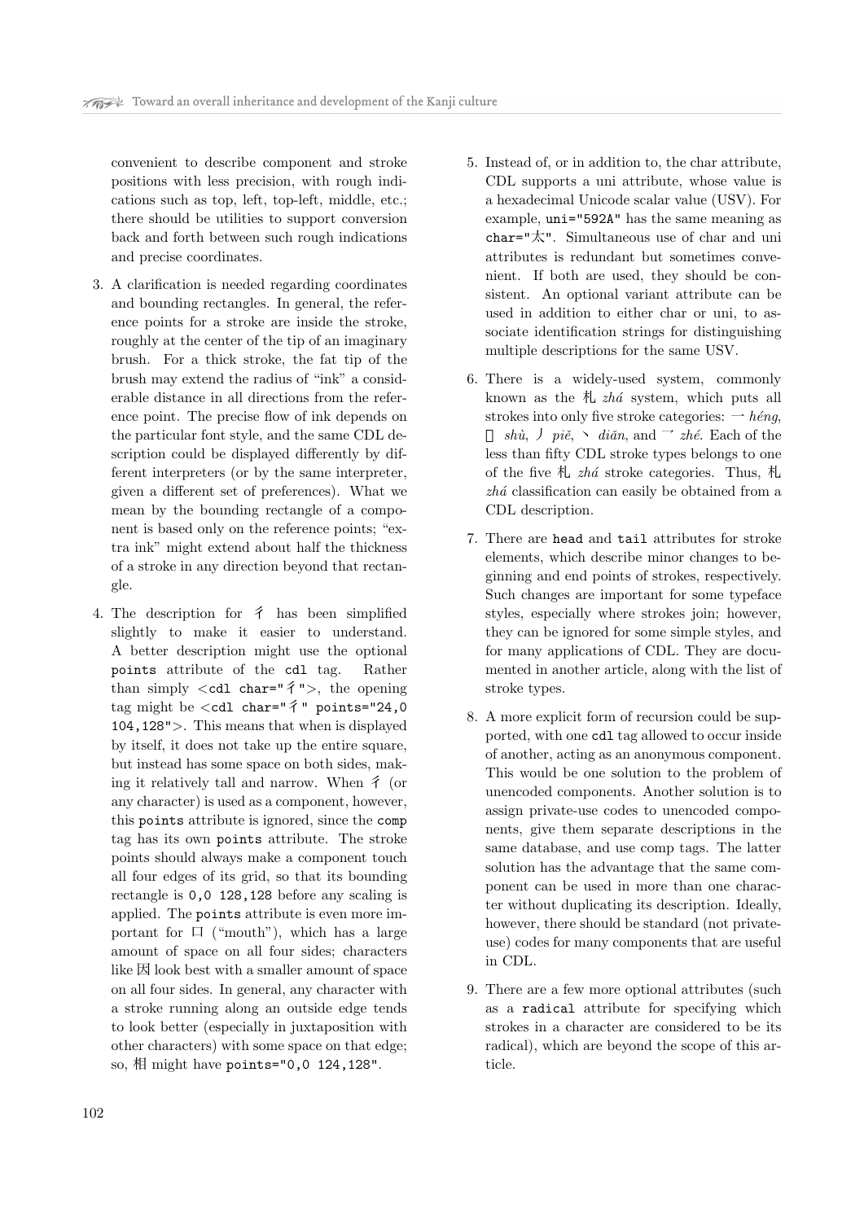convenient to describe component and stroke positions with less precision, with rough indications such as top, left, top-left, middle, etc.; there should be utilities to support conversion back and forth between such rough indications and precise coordinates.

3. A clarification is needed regarding coordinates and bounding rectangles. In general, the reference points for a stroke are inside the stroke, roughly at the center of the tip of an imaginary brush. For a thick stroke, the fat tip of the brush may extend the radius of "ink" a considerable distance in all directions from the reference point. The precise flow of ink depends on the particular font style, and the same CDL description could be displayed differently by different interpreters (or by the same interpreter, given a different set of preferences). What we mean by the bounding rectangle of a component is based only on the reference points; "extra ink" might extend about half the thickness of a stroke in any direction beyond that rectangle.

4. The description for 彳 has been simplified slightly to make it easier to understand. A better description might use the optional `points` attribute of the `cdl` tag. Rather than simply `<cdl char="彳">`, the opening tag might be `<cdl char="彳" points="24,0 104,128">`. This means that when is displayed by itself, it does not take up the entire square, but instead has some space on both sides, making it relatively tall and narrow. When 彳 (or any character) is used as a component, however, this `points` attribute is ignored, since the `comp` tag has its own `points` attribute. The stroke points should always make a component touch all four edges of its grid, so that its bounding rectangle is `0,0 128,128` before any scaling is applied. The `points` attribute is even more important for 口 ("mouth"), which has a large amount of space on all four sides; characters like 因 look best with a smaller amount of space on all four sides. In general, any character with a stroke running along an outside edge tends to look better (especially in juxtaposition with other characters) with some space on that edge; so, 相 might have `points="0,0 124,128"`.

5. Instead of, or in addition to, the char attribute, CDL supports a uni attribute, whose value is a hexadecimal Unicode scalar value (USV). For example, `uni="592A"` has the same meaning as `char="太"`. Simultaneous use of char and uni attributes is redundant but sometimes convenient. If both are used, they should be consistent. An optional variant attribute can be used in addition to either char or uni, to associate identification strings for distinguishing multiple descriptions for the same USV.

6. There is a widely-used system, commonly known as the 札 *zhá* system, which puts all strokes into only five stroke categories: 一 *héng*, 丨 *shù*, 丿 *piě*, 丶 *diǎn*, and ㇖ *zhé*. Each of the less than fifty CDL stroke types belongs to one of the five 札 *zhá* stroke categories. Thus, 札 *zhá* classification can easily be obtained from a CDL description.

7. There are `head` and `tail` attributes for stroke elements, which describe minor changes to beginning and end points of strokes, respectively. Such changes are important for some typeface styles, especially where strokes join; however, they can be ignored for some simple styles, and for many applications of CDL. They are documented in another article, along with the list of stroke types.

8. A more explicit form of recursion could be supported, with one `cdl` tag allowed to occur inside of another, acting as an anonymous component. This would be one solution to the problem of unencoded components. Another solution is to assign private-use codes to unencoded components, give them separate descriptions in the same database, and use comp tags. The latter solution has the advantage that the same component can be used in more than one character without duplicating its description. Ideally, however, there should be standard (not private-use) codes for many components that are useful in CDL.

9. There are a few more optional attributes (such as a `radical` attribute for specifying which strokes in a character are considered to be its radical), which are beyond the scope of this article.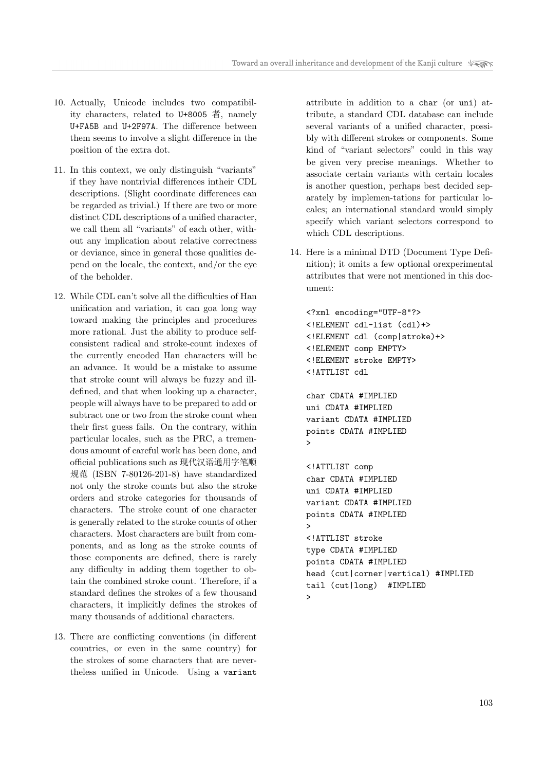10. Actually, Unicode includes two compatibility characters, related to U+8005 者, namely U+FA5B and U+2F97A. The difference between them seems to involve a slight difference in the position of the extra dot.

11. In this context, we only distinguish "variants" if they have nontrivial differences intheir CDL descriptions. (Slight coordinate differences can be regarded as trivial.) If there are two or more distinct CDL descriptions of a unified character, we call them all "variants" of each other, without any implication about relative correctness or deviance, since in general those qualities depend on the locale, the context, and/or the eye of the beholder.

12. While CDL can't solve all the difficulties of Han unification and variation, it can goa long way toward making the principles and procedures more rational. Just the ability to produce self-consistent radical and stroke-count indexes of the currently encoded Han characters will be an advance. It would be a mistake to assume that stroke count will always be fuzzy and ill-defined, and that when looking up a character, people will always have to be prepared to add or subtract one or two from the stroke count when their first guess fails. On the contrary, within particular locales, such as the PRC, a tremendous amount of careful work has been done, and official publications such as 现代汉语通用字笔顺规范 (ISBN 7-80126-201-8) have standardized not only the stroke counts but also the stroke orders and stroke categories for thousands of characters. The stroke count of one character is generally related to the stroke counts of other characters. Most characters are built from components, and as long as the stroke counts of those components are defined, there is rarely any difficulty in adding them together to obtain the combined stroke count. Therefore, if a standard defines the strokes of a few thousand characters, it implicitly defines the strokes of many thousands of additional characters.

13. There are conflicting conventions (in different countries, or even in the same country) for the strokes of some characters that are nevertheless unified in Unicode. Using a `variant` attribute in addition to a `char` (or `uni`) attribute, a standard CDL database can include several variants of a unified character, possibly with different strokes or components. Some kind of "variant selectors" could in this way be given very precise meanings. Whether to associate certain variants with certain locales is another question, perhaps best decided separately by implemen-tations for particular locales; an international standard would simply specify which variant selectors correspond to which CDL descriptions.

14. Here is a minimal DTD (Document Type Definition); it omits a few optional orexperimental attributes that were not mentioned in this document:

```
<?xml encoding="UTF-8"?>
<!ELEMENT cdl-list (cdl)+>
<!ELEMENT cdl (comp|stroke)+>
<!ELEMENT comp EMPTY>
<!ELEMENT stroke EMPTY>
<!ATTLIST cdl

char CDATA #IMPLIED
uni CDATA #IMPLIED
variant CDATA #IMPLIED
points CDATA #IMPLIED
>

<!ATTLIST comp
char CDATA #IMPLIED
uni CDATA #IMPLIED
variant CDATA #IMPLIED
points CDATA #IMPLIED
>
<!ATTLIST stroke
type CDATA #IMPLIED
points CDATA #IMPLIED
head (cut|corner|vertical) #IMPLIED
tail (cut|long)  #IMPLIED
>
```